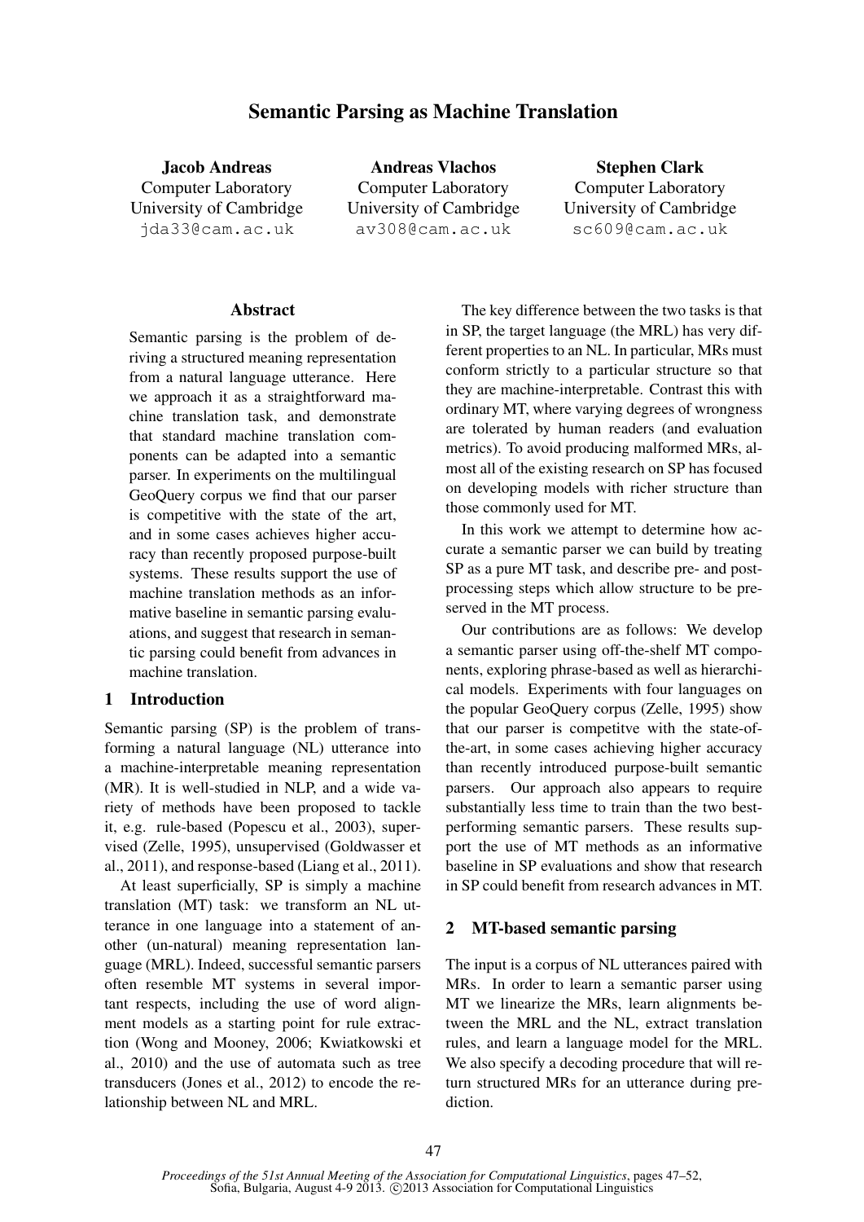# Semantic Parsing as Machine Translation

**Jacob Andreas**
Computer Laboratory
University of Cambridge
jda33@cam.ac.uk

**Andreas Vlachos**
Computer Laboratory
University of Cambridge
av308@cam.ac.uk

**Stephen Clark**
Computer Laboratory
University of Cambridge
sc609@cam.ac.uk

## Abstract

Semantic parsing is the problem of deriving a structured meaning representation from a natural language utterance. Here we approach it as a straightforward machine translation task, and demonstrate that standard machine translation components can be adapted into a semantic parser. In experiments on the multilingual GeoQuery corpus we find that our parser is competitive with the state of the art, and in some cases achieves higher accuracy than recently proposed purpose-built systems. These results support the use of machine translation methods as an informative baseline in semantic parsing evaluations, and suggest that research in semantic parsing could benefit from advances in machine translation.

## 1 Introduction

Semantic parsing (SP) is the problem of transforming a natural language (NL) utterance into a machine-interpretable meaning representation (MR). It is well-studied in NLP, and a wide variety of methods have been proposed to tackle it, e.g. rule-based (Popescu et al., 2003), supervised (Zelle, 1995), unsupervised (Goldwasser et al., 2011), and response-based (Liang et al., 2011).

At least superficially, SP is simply a machine translation (MT) task: we transform an NL utterance in one language into a statement of another (un-natural) meaning representation language (MRL). Indeed, successful semantic parsers often resemble MT systems in several important respects, including the use of word alignment models as a starting point for rule extraction (Wong and Mooney, 2006; Kwiatkowski et al., 2010) and the use of automata such as tree transducers (Jones et al., 2012) to encode the relationship between NL and MRL.

The key difference between the two tasks is that in SP, the target language (the MRL) has very different properties to an NL. In particular, MRs must conform strictly to a particular structure so that they are machine-interpretable. Contrast this with ordinary MT, where varying degrees of wrongness are tolerated by human readers (and evaluation metrics). To avoid producing malformed MRs, almost all of the existing research on SP has focused on developing models with richer structure than those commonly used for MT.

In this work we attempt to determine how accurate a semantic parser we can build by treating SP as a pure MT task, and describe pre- and post-processing steps which allow structure to be preserved in the MT process.

Our contributions are as follows: We develop a semantic parser using off-the-shelf MT components, exploring phrase-based as well as hierarchical models. Experiments with four languages on the popular GeoQuery corpus (Zelle, 1995) show that our parser is competitve with the state-of-the-art, in some cases achieving higher accuracy than recently introduced purpose-built semantic parsers. Our approach also appears to require substantially less time to train than the two best-performing semantic parsers. These results support the use of MT methods as an informative baseline in SP evaluations and show that research in SP could benefit from research advances in MT.

## 2 MT-based semantic parsing

The input is a corpus of NL utterances paired with MRs. In order to learn a semantic parser using MT we linearize the MRs, learn alignments between the MRL and the NL, extract translation rules, and learn a language model for the MRL. We also specify a decoding procedure that will return structured MRs for an utterance during prediction.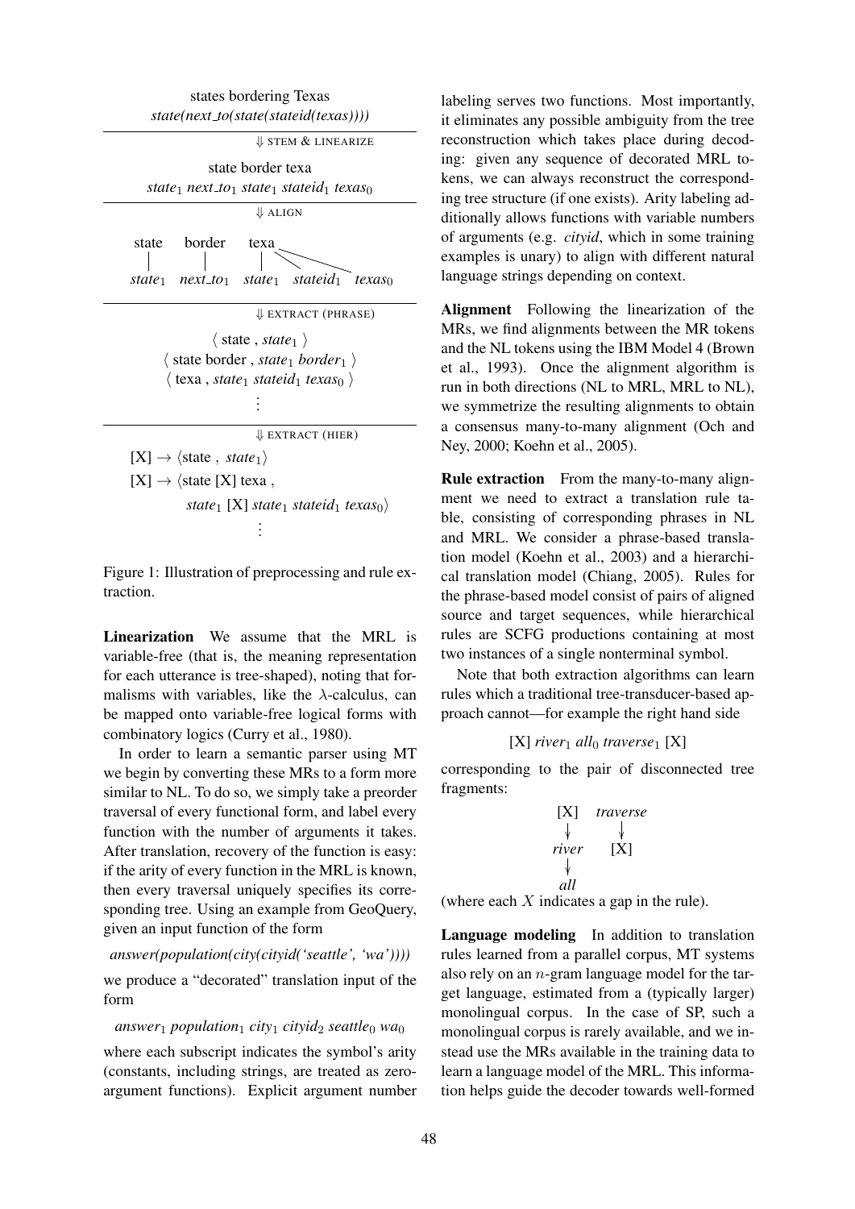states bordering Texas
*state(next_to(state(stateid(texas))))*

⇓ STEM & LINEARIZE

state border texa
$state_1$ $next\_to_1$ $state_1$ $stateid_1$ $texas_0$

⇓ ALIGN

state — $state_1$; border — $next\_to_1$; texa — $state_1$ $stateid_1$ $texas_0$

⇓ EXTRACT (PHRASE)

⟨ state , $state_1$ ⟩
⟨ state border , $state_1$ $border_1$ ⟩
⟨ texa , $state_1$ $stateid_1$ $texas_0$ ⟩
⋮

⇓ EXTRACT (HIER)

[X] → ⟨state , $state_1$⟩
[X] → ⟨state [X] texa , $state_1$ [X] $state_1$ $stateid_1$ $texas_0$⟩
⋮

Figure 1: Illustration of preprocessing and rule extraction.

**Linearization** We assume that the MRL is variable-free (that is, the meaning representation for each utterance is tree-shaped), noting that formalisms with variables, like the $\lambda$-calculus, can be mapped onto variable-free logical forms with combinatory logics (Curry et al., 1980).

In order to learn a semantic parser using MT we begin by converting these MRs to a form more similar to NL. To do so, we simply take a preorder traversal of every functional form, and label every function with the number of arguments it takes. After translation, recovery of the function is easy: if the arity of every function in the MRL is known, then every traversal uniquely specifies its corresponding tree. Using an example from GeoQuery, given an input function of the form

*answer(population(city(cityid('seattle', 'wa'))))*

we produce a "decorated" translation input of the form

$answer_1$ $population_1$ $city_1$ $cityid_2$ $seattle_0$ $wa_0$

where each subscript indicates the symbol's arity (constants, including strings, are treated as zero-argument functions). Explicit argument number labeling serves two functions. Most importantly, it eliminates any possible ambiguity from the tree reconstruction which takes place during decoding: given any sequence of decorated MRL tokens, we can always reconstruct the corresponding tree structure (if one exists). Arity labeling additionally allows functions with variable numbers of arguments (e.g. *cityid*, which in some training examples is unary) to align with different natural language strings depending on context.

**Alignment** Following the linearization of the MRs, we find alignments between the MR tokens and the NL tokens using the IBM Model 4 (Brown et al., 1993). Once the alignment algorithm is run in both directions (NL to MRL, MRL to NL), we symmetrize the resulting alignments to obtain a consensus many-to-many alignment (Och and Ney, 2000; Koehn et al., 2005).

**Rule extraction** From the many-to-many alignment we need to extract a translation rule table, consisting of corresponding phrases in NL and MRL. We consider a phrase-based translation model (Koehn et al., 2003) and a hierarchical translation model (Chiang, 2005). Rules for the phrase-based model consist of pairs of aligned source and target sequences, while hierarchical rules are SCFG productions containing at most two instances of a single nonterminal symbol.

Note that both extraction algorithms can learn rules which a traditional tree-transducer-based approach cannot—for example the right hand side

[X] $river_1$ $all_0$ $traverse_1$ [X]

corresponding to the pair of disconnected tree fragments:

[X] → *river* → *all*; *traverse* → [X]

(where each $X$ indicates a gap in the rule).

**Language modeling** In addition to translation rules learned from a parallel corpus, MT systems also rely on an $n$-gram language model for the target language, estimated from a (typically larger) monolingual corpus. In the case of SP, such a monolingual corpus is rarely available, and we instead use the MRs available in the training data to learn a language model of the MRL. This information helps guide the decoder towards well-formed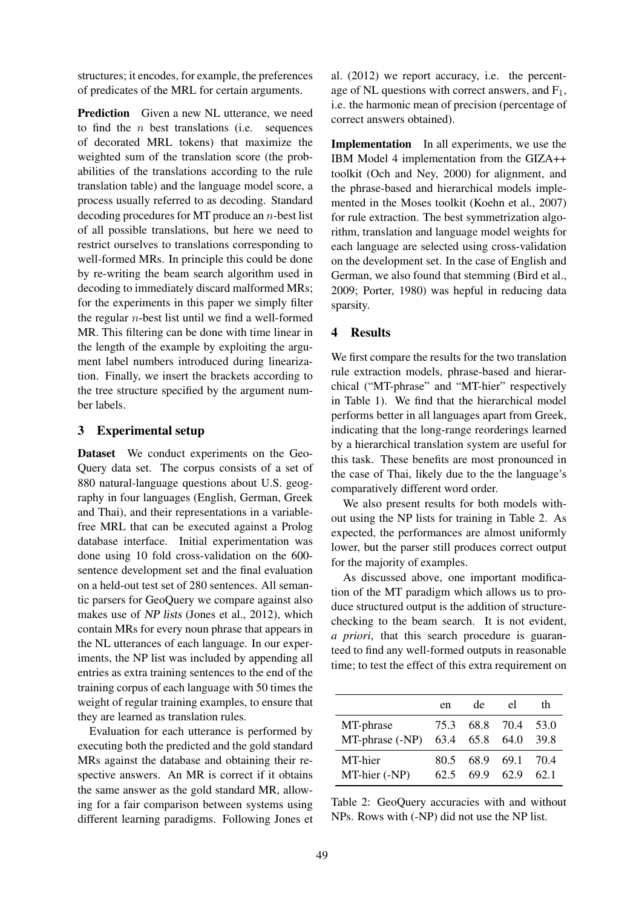structures; it encodes, for example, the preferences of predicates of the MRL for certain arguments.

**Prediction** Given a new NL utterance, we need to find the $n$ best translations (i.e. sequences of decorated MRL tokens) that maximize the weighted sum of the translation score (the probabilities of the translations according to the rule translation table) and the language model score, a process usually referred to as decoding. Standard decoding procedures for MT produce an $n$-best list of all possible translations, but here we need to restrict ourselves to translations corresponding to well-formed MRs. In principle this could be done by re-writing the beam search algorithm used in decoding to immediately discard malformed MRs; for the experiments in this paper we simply filter the regular $n$-best list until we find a well-formed MR. This filtering can be done with time linear in the length of the example by exploiting the argument label numbers introduced during linearization. Finally, we insert the brackets according to the tree structure specified by the argument number labels.

## 3 Experimental setup

**Dataset** We conduct experiments on the GeoQuery data set. The corpus consists of a set of 880 natural-language questions about U.S. geography in four languages (English, German, Greek and Thai), and their representations in a variable-free MRL that can be executed against a Prolog database interface. Initial experimentation was done using 10 fold cross-validation on the 600-sentence development set and the final evaluation on a held-out test set of 280 sentences. All semantic parsers for GeoQuery we compare against also makes use of *NP lists* (Jones et al., 2012), which contain MRs for every noun phrase that appears in the NL utterances of each language. In our experiments, the NP list was included by appending all entries as extra training sentences to the end of the training corpus of each language with 50 times the weight of regular training examples, to ensure that they are learned as translation rules.

Evaluation for each utterance is performed by executing both the predicted and the gold standard MRs against the database and obtaining their respective answers. An MR is correct if it obtains the same answer as the gold standard MR, allowing for a fair comparison between systems using different learning paradigms. Following Jones et al. (2012) we report accuracy, i.e. the percentage of NL questions with correct answers, and $F_1$, i.e. the harmonic mean of precision (percentage of correct answers obtained).

**Implementation** In all experiments, we use the IBM Model 4 implementation from the GIZA++ toolkit (Och and Ney, 2000) for alignment, and the phrase-based and hierarchical models implemented in the Moses toolkit (Koehn et al., 2007) for rule extraction. The best symmetrization algorithm, translation and language model weights for each language are selected using cross-validation on the development set. In the case of English and German, we also found that stemming (Bird et al., 2009; Porter, 1980) was hepful in reducing data sparsity.

## 4 Results

We first compare the results for the two translation rule extraction models, phrase-based and hierarchical ("MT-phrase" and "MT-hier" respectively in Table 1). We find that the hierarchical model performs better in all languages apart from Greek, indicating that the long-range reorderings learned by a hierarchical translation system are useful for this task. These benefits are most pronounced in the case of Thai, likely due to the the language's comparatively different word order.

We also present results for both models without using the NP lists for training in Table 2. As expected, the performances are almost uniformly lower, but the parser still produces correct output for the majority of examples.

As discussed above, one important modification of the MT paradigm which allows us to produce structured output is the addition of structure-checking to the beam search. It is not evident, *a priori*, that this search procedure is guaranteed to find any well-formed outputs in reasonable time; to test the effect of this extra requirement on

| | en | de | el | th |
|---|---|---|---|---|
| MT-phrase | 75.3 | 68.8 | 70.4 | 53.0 |
| MT-phrase (-NP) | 63.4 | 65.8 | 64.0 | 39.8 |
| MT-hier | 80.5 | 68.9 | 69.1 | 70.4 |
| MT-hier (-NP) | 62.5 | 69.9 | 62.9 | 62.1 |

Table 2: GeoQuery accuracies with and without NPs. Rows with (-NP) did not use the NP list.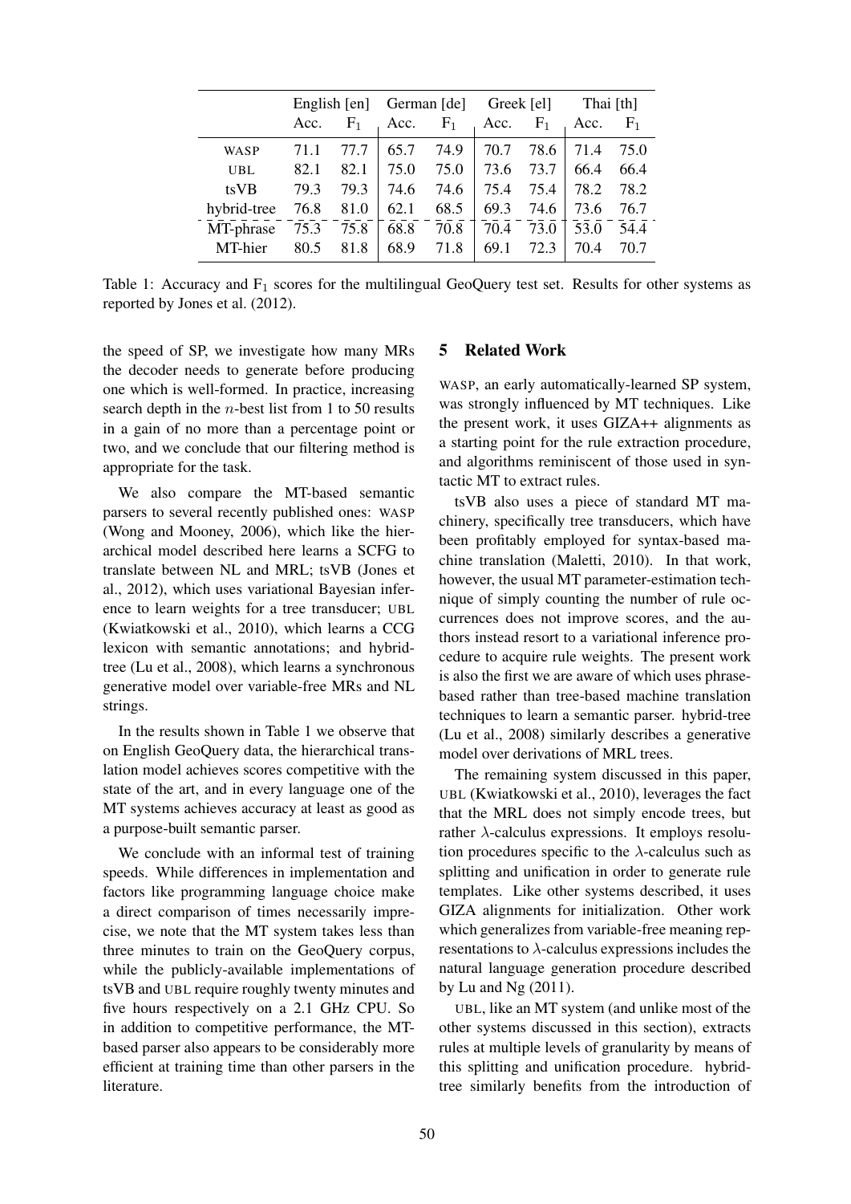| | English [en] | | German [de] | | Greek [el] | | Thai [th] | |
|---|---|---|---|---|---|---|---|---|
| | Acc. | $F_1$ | Acc. | $F_1$ | Acc. | $F_1$ | Acc. | $F_1$ |
| WASP | 71.1 | 77.7 | 65.7 | 74.9 | 70.7 | 78.6 | 71.4 | 75.0 |
| UBL | 82.1 | 82.1 | 75.0 | 75.0 | 73.6 | 73.7 | 66.4 | 66.4 |
| tsVB | 79.3 | 79.3 | 74.6 | 74.6 | 75.4 | 75.4 | 78.2 | 78.2 |
| hybrid-tree | 76.8 | 81.0 | 62.1 | 68.5 | 69.3 | 74.6 | 73.6 | 76.7 |
| MT-phrase | 75.3 | 75.8 | 68.8 | 70.8 | 70.4 | 73.0 | 53.0 | 54.4 |
| MT-hier | 80.5 | 81.8 | 68.9 | 71.8 | 69.1 | 72.3 | 70.4 | 70.7 |

Table 1: Accuracy and $F_1$ scores for the multilingual GeoQuery test set. Results for other systems as reported by Jones et al. (2012).

the speed of SP, we investigate how many MRs the decoder needs to generate before producing one which is well-formed. In practice, increasing search depth in the $n$-best list from 1 to 50 results in a gain of no more than a percentage point or two, and we conclude that our filtering method is appropriate for the task.

We also compare the MT-based semantic parsers to several recently published ones: WASP (Wong and Mooney, 2006), which like the hierarchical model described here learns a SCFG to translate between NL and MRL; tsVB (Jones et al., 2012), which uses variational Bayesian inference to learn weights for a tree transducer; UBL (Kwiatkowski et al., 2010), which learns a CCG lexicon with semantic annotations; and hybrid-tree (Lu et al., 2008), which learns a synchronous generative model over variable-free MRs and NL strings.

In the results shown in Table 1 we observe that on English GeoQuery data, the hierarchical translation model achieves scores competitive with the state of the art, and in every language one of the MT systems achieves accuracy at least as good as a purpose-built semantic parser.

We conclude with an informal test of training speeds. While differences in implementation and factors like programming language choice make a direct comparison of times necessarily imprecise, we note that the MT system takes less than three minutes to train on the GeoQuery corpus, while the publicly-available implementations of tsVB and UBL require roughly twenty minutes and five hours respectively on a 2.1 GHz CPU. So in addition to competitive performance, the MT-based parser also appears to be considerably more efficient at training time than other parsers in the literature.

## 5 Related Work

WASP, an early automatically-learned SP system, was strongly influenced by MT techniques. Like the present work, it uses GIZA++ alignments as a starting point for the rule extraction procedure, and algorithms reminiscent of those used in syntactic MT to extract rules.

tsVB also uses a piece of standard MT machinery, specifically tree transducers, which have been profitably employed for syntax-based machine translation (Maletti, 2010). In that work, however, the usual MT parameter-estimation technique of simply counting the number of rule occurrences does not improve scores, and the authors instead resort to a variational inference procedure to acquire rule weights. The present work is also the first we are aware of which uses phrase-based rather than tree-based machine translation techniques to learn a semantic parser. hybrid-tree (Lu et al., 2008) similarly describes a generative model over derivations of MRL trees.

The remaining system discussed in this paper, UBL (Kwiatkowski et al., 2010), leverages the fact that the MRL does not simply encode trees, but rather $\lambda$-calculus expressions. It employs resolution procedures specific to the $\lambda$-calculus such as splitting and unification in order to generate rule templates. Like other systems described, it uses GIZA alignments for initialization. Other work which generalizes from variable-free meaning representations to $\lambda$-calculus expressions includes the natural language generation procedure described by Lu and Ng (2011).

UBL, like an MT system (and unlike most of the other systems discussed in this section), extracts rules at multiple levels of granularity by means of this splitting and unification procedure. hybrid-tree similarly benefits from the introduction of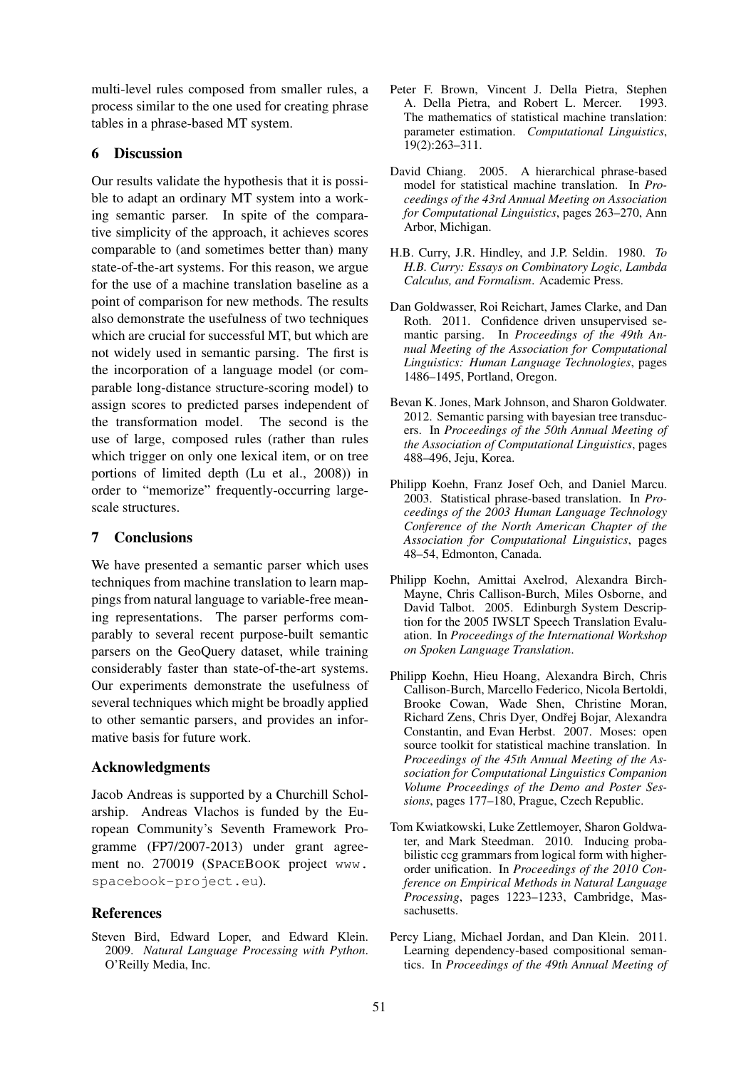multi-level rules composed from smaller rules, a process similar to the one used for creating phrase tables in a phrase-based MT system.

## 6 Discussion

Our results validate the hypothesis that it is possible to adapt an ordinary MT system into a working semantic parser. In spite of the comparative simplicity of the approach, it achieves scores comparable to (and sometimes better than) many state-of-the-art systems. For this reason, we argue for the use of a machine translation baseline as a point of comparison for new methods. The results also demonstrate the usefulness of two techniques which are crucial for successful MT, but which are not widely used in semantic parsing. The first is the incorporation of a language model (or comparable long-distance structure-scoring model) to assign scores to predicted parses independent of the transformation model. The second is the use of large, composed rules (rather than rules which trigger on only one lexical item, or on tree portions of limited depth (Lu et al., 2008)) in order to "memorize" frequently-occurring large-scale structures.

## 7 Conclusions

We have presented a semantic parser which uses techniques from machine translation to learn mappings from natural language to variable-free meaning representations. The parser performs comparably to several recent purpose-built semantic parsers on the GeoQuery dataset, while training considerably faster than state-of-the-art systems. Our experiments demonstrate the usefulness of several techniques which might be broadly applied to other semantic parsers, and provides an informative basis for future work.

## Acknowledgments

Jacob Andreas is supported by a Churchill Scholarship. Andreas Vlachos is funded by the European Community's Seventh Framework Programme (FP7/2007-2013) under grant agreement no. 270019 (SpaceBook project www.spacebook-project.eu).

## References

Steven Bird, Edward Loper, and Edward Klein. 2009. *Natural Language Processing with Python*. O'Reilly Media, Inc.

Peter F. Brown, Vincent J. Della Pietra, Stephen A. Della Pietra, and Robert L. Mercer. 1993. The mathematics of statistical machine translation: parameter estimation. *Computational Linguistics*, 19(2):263–311.

David Chiang. 2005. A hierarchical phrase-based model for statistical machine translation. In *Proceedings of the 43rd Annual Meeting on Association for Computational Linguistics*, pages 263–270, Ann Arbor, Michigan.

H.B. Curry, J.R. Hindley, and J.P. Seldin. 1980. *To H.B. Curry: Essays on Combinatory Logic, Lambda Calculus, and Formalism*. Academic Press.

Dan Goldwasser, Roi Reichart, James Clarke, and Dan Roth. 2011. Confidence driven unsupervised semantic parsing. In *Proceedings of the 49th Annual Meeting of the Association for Computational Linguistics: Human Language Technologies*, pages 1486–1495, Portland, Oregon.

Bevan K. Jones, Mark Johnson, and Sharon Goldwater. 2012. Semantic parsing with bayesian tree transducers. In *Proceedings of the 50th Annual Meeting of the Association of Computational Linguistics*, pages 488–496, Jeju, Korea.

Philipp Koehn, Franz Josef Och, and Daniel Marcu. 2003. Statistical phrase-based translation. In *Proceedings of the 2003 Human Language Technology Conference of the North American Chapter of the Association for Computational Linguistics*, pages 48–54, Edmonton, Canada.

Philipp Koehn, Amittai Axelrod, Alexandra Birch-Mayne, Chris Callison-Burch, Miles Osborne, and David Talbot. 2005. Edinburgh System Description for the 2005 IWSLT Speech Translation Evaluation. In *Proceedings of the International Workshop on Spoken Language Translation*.

Philipp Koehn, Hieu Hoang, Alexandra Birch, Chris Callison-Burch, Marcello Federico, Nicola Bertoldi, Brooke Cowan, Wade Shen, Christine Moran, Richard Zens, Chris Dyer, Ondřej Bojar, Alexandra Constantin, and Evan Herbst. 2007. Moses: open source toolkit for statistical machine translation. In *Proceedings of the 45th Annual Meeting of the Association for Computational Linguistics Companion Volume Proceedings of the Demo and Poster Sessions*, pages 177–180, Prague, Czech Republic.

Tom Kwiatkowski, Luke Zettlemoyer, Sharon Goldwater, and Mark Steedman. 2010. Inducing probabilistic ccg grammars from logical form with higher-order unification. In *Proceedings of the 2010 Conference on Empirical Methods in Natural Language Processing*, pages 1223–1233, Cambridge, Massachusetts.

Percy Liang, Michael Jordan, and Dan Klein. 2011. Learning dependency-based compositional semantics. In *Proceedings of the 49th Annual Meeting of*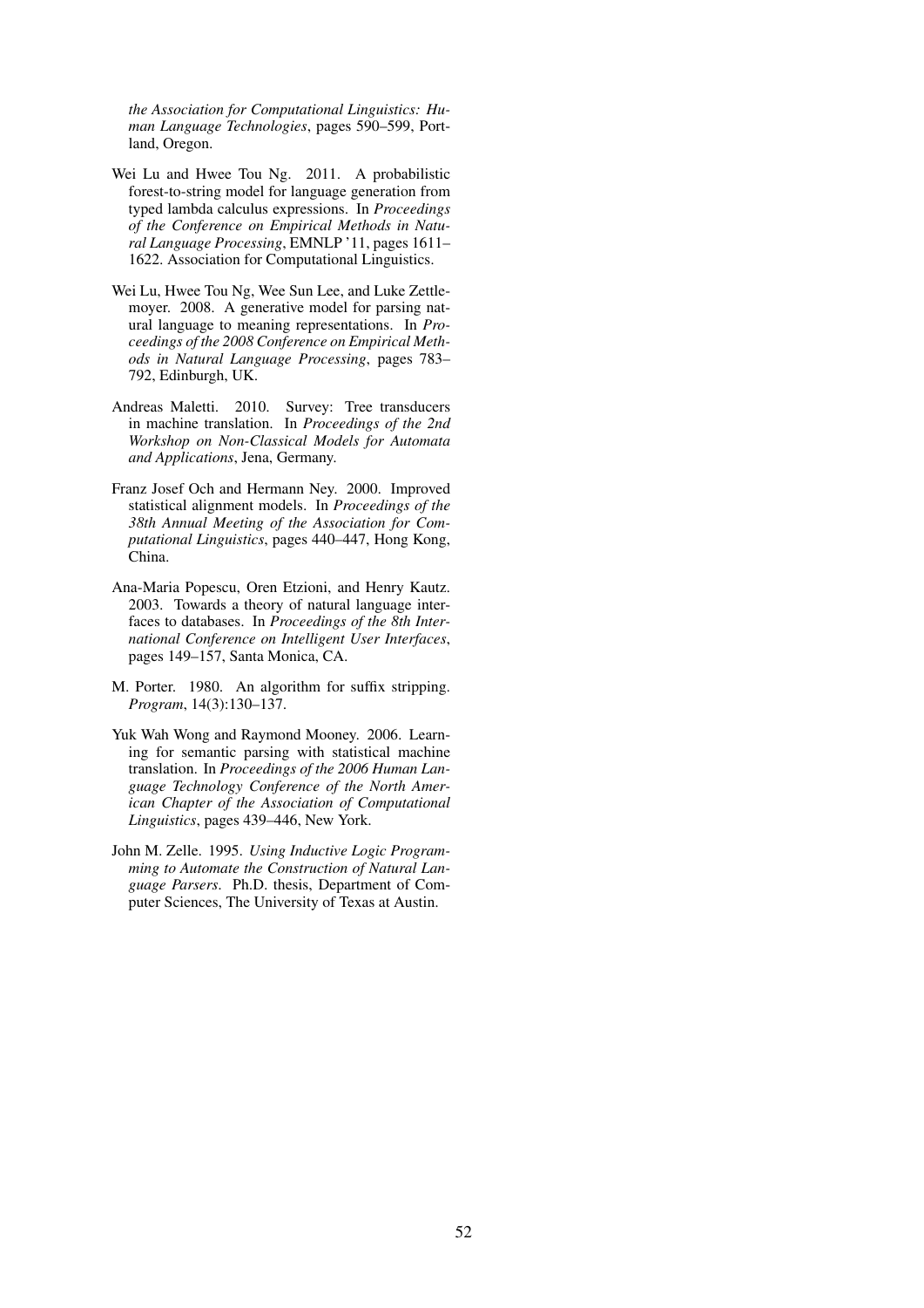*the Association for Computational Linguistics: Human Language Technologies*, pages 590–599, Portland, Oregon.

Wei Lu and Hwee Tou Ng. 2011. A probabilistic forest-to-string model for language generation from typed lambda calculus expressions. In *Proceedings of the Conference on Empirical Methods in Natural Language Processing*, EMNLP '11, pages 1611–1622. Association for Computational Linguistics.

Wei Lu, Hwee Tou Ng, Wee Sun Lee, and Luke Zettlemoyer. 2008. A generative model for parsing natural language to meaning representations. In *Proceedings of the 2008 Conference on Empirical Methods in Natural Language Processing*, pages 783–792, Edinburgh, UK.

Andreas Maletti. 2010. Survey: Tree transducers in machine translation. In *Proceedings of the 2nd Workshop on Non-Classical Models for Automata and Applications*, Jena, Germany.

Franz Josef Och and Hermann Ney. 2000. Improved statistical alignment models. In *Proceedings of the 38th Annual Meeting of the Association for Computational Linguistics*, pages 440–447, Hong Kong, China.

Ana-Maria Popescu, Oren Etzioni, and Henry Kautz. 2003. Towards a theory of natural language interfaces to databases. In *Proceedings of the 8th International Conference on Intelligent User Interfaces*, pages 149–157, Santa Monica, CA.

M. Porter. 1980. An algorithm for suffix stripping. *Program*, 14(3):130–137.

Yuk Wah Wong and Raymond Mooney. 2006. Learning for semantic parsing with statistical machine translation. In *Proceedings of the 2006 Human Language Technology Conference of the North American Chapter of the Association of Computational Linguistics*, pages 439–446, New York.

John M. Zelle. 1995. *Using Inductive Logic Programming to Automate the Construction of Natural Language Parsers*. Ph.D. thesis, Department of Computer Sciences, The University of Texas at Austin.